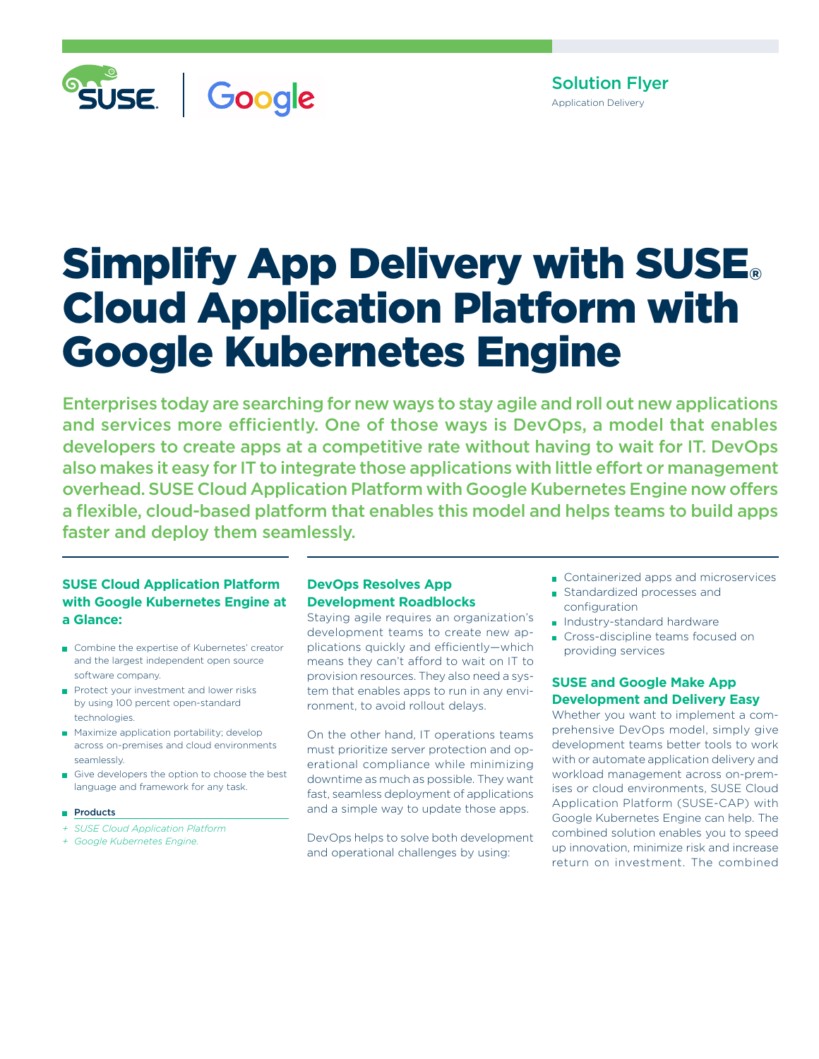Solution Flyer
Application Delivery

# Simplify App Delivery with SUSE® Cloud Application Platform with Google Kubernetes Engine

**Enterprises today are searching for new ways to stay agile and roll out new applications and services more efficiently. One of those ways is DevOps, a model that enables developers to create apps at a competitive rate without having to wait for IT. DevOps also makes it easy for IT to integrate those applications with little effort or management overhead. SUSE Cloud Application Platform with Google Kubernetes Engine now offers a flexible, cloud-based platform that enables this model and helps teams to build apps faster and deploy them seamlessly.**

### SUSE Cloud Application Platform with Google Kubernetes Engine at a Glance:

- Combine the expertise of Kubernetes' creator and the largest independent open source software company.
- Protect your investment and lower risks by using 100 percent open-standard technologies.
- Maximize application portability; develop across on-premises and cloud environments seamlessly.
- Give developers the option to choose the best language and framework for any task.

**Products**

+ *SUSE Cloud Application Platform*
+ *Google Kubernetes Engine.*

## DevOps Resolves App Development Roadblocks

Staying agile requires an organization's development teams to create new applications quickly and efficiently—which means they can't afford to wait on IT to provision resources. They also need a system that enables apps to run in any environment, to avoid rollout delays.

On the other hand, IT operations teams must prioritize server protection and operational compliance while minimizing downtime as much as possible. They want fast, seamless deployment of applications and a simple way to update those apps.

DevOps helps to solve both development and operational challenges by using:

- Containerized apps and microservices
- Standardized processes and configuration
- Industry-standard hardware
- Cross-discipline teams focused on providing services

## SUSE and Google Make App Development and Delivery Easy

Whether you want to implement a comprehensive DevOps model, simply give development teams better tools to work with or automate application delivery and workload management across on-premises or cloud environments, SUSE Cloud Application Platform (SUSE-CAP) with Google Kubernetes Engine can help. The combined solution enables you to speed up innovation, minimize risk and increase return on investment. The combined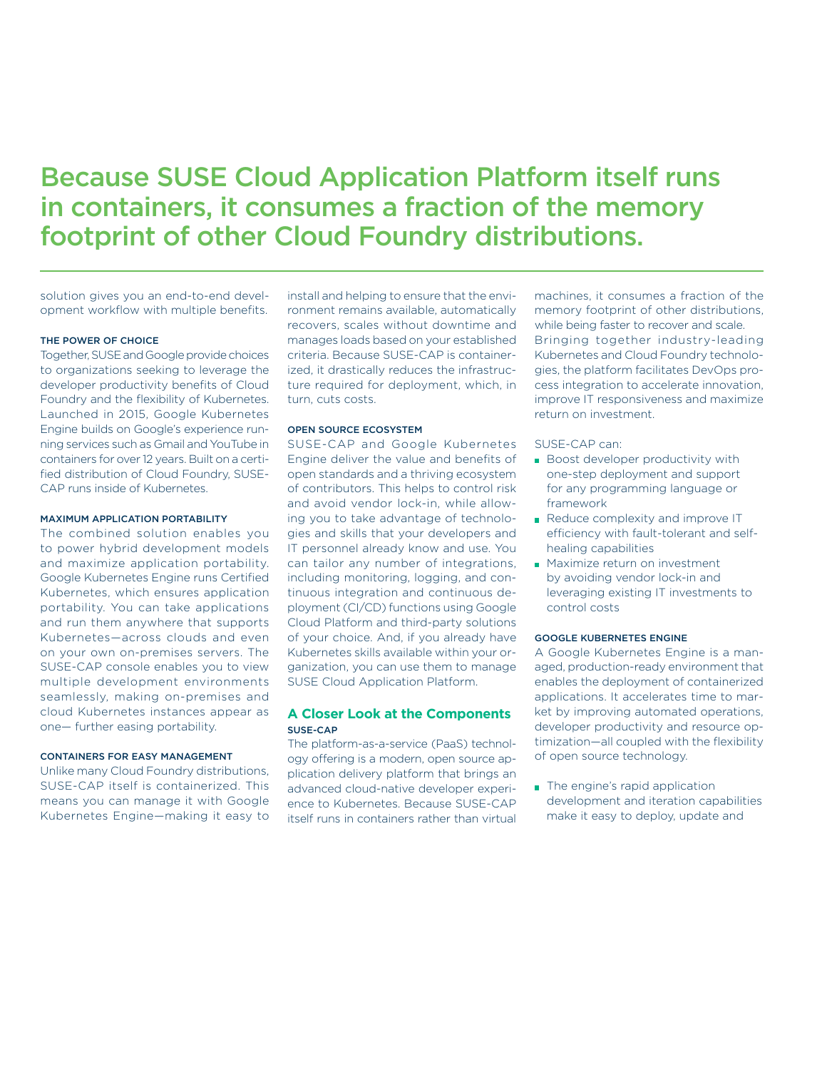# Because SUSE Cloud Application Platform itself runs in containers, it consumes a fraction of the memory footprint of other Cloud Foundry distributions.

solution gives you an end-to-end development workflow with multiple benefits.

#### THE POWER OF CHOICE

Together, SUSE and Google provide choices to organizations seeking to leverage the developer productivity benefits of Cloud Foundry and the flexibility of Kubernetes. Launched in 2015, Google Kubernetes Engine builds on Google's experience running services such as Gmail and YouTube in containers for over 12 years. Built on a certified distribution of Cloud Foundry, SUSE-CAP runs inside of Kubernetes.

#### MAXIMUM APPLICATION PORTABILITY

The combined solution enables you to power hybrid development models and maximize application portability. Google Kubernetes Engine runs Certified Kubernetes, which ensures application portability. You can take applications and run them anywhere that supports Kubernetes—across clouds and even on your own on-premises servers. The SUSE-CAP console enables you to view multiple development environments seamlessly, making on-premises and cloud Kubernetes instances appear as one— further easing portability.

#### CONTAINERS FOR EASY MANAGEMENT

Unlike many Cloud Foundry distributions, SUSE-CAP itself is containerized. This means you can manage it with Google Kubernetes Engine—making it easy to install and helping to ensure that the environment remains available, automatically recovers, scales without downtime and manages loads based on your established criteria. Because SUSE-CAP is containerized, it drastically reduces the infrastructure required for deployment, which, in turn, cuts costs.

#### OPEN SOURCE ECOSYSTEM

SUSE-CAP and Google Kubernetes Engine deliver the value and benefits of open standards and a thriving ecosystem of contributors. This helps to control risk and avoid vendor lock-in, while allowing you to take advantage of technologies and skills that your developers and IT personnel already know and use. You can tailor any number of integrations, including monitoring, logging, and continuous integration and continuous deployment (CI/CD) functions using Google Cloud Platform and third-party solutions of your choice. And, if you already have Kubernetes skills available within your organization, you can use them to manage SUSE Cloud Application Platform.

## A Closer Look at the Components

#### SUSE-CAP

The platform-as-a-service (PaaS) technology offering is a modern, open source application delivery platform that brings an advanced cloud-native developer experience to Kubernetes. Because SUSE-CAP itself runs in containers rather than virtual machines, it consumes a fraction of the memory footprint of other distributions, while being faster to recover and scale. Bringing together industry-leading Kubernetes and Cloud Foundry technologies, the platform facilitates DevOps process integration to accelerate innovation, improve IT responsiveness and maximize return on investment.

SUSE-CAP can:

- Boost developer productivity with one-step deployment and support for any programming language or framework
- Reduce complexity and improve IT efficiency with fault-tolerant and self-healing capabilities
- Maximize return on investment by avoiding vendor lock-in and leveraging existing IT investments to control costs

#### GOOGLE KUBERNETES ENGINE

A Google Kubernetes Engine is a managed, production-ready environment that enables the deployment of containerized applications. It accelerates time to market by improving automated operations, developer productivity and resource optimization—all coupled with the flexibility of open source technology.

- The engine's rapid application development and iteration capabilities make it easy to deploy, update and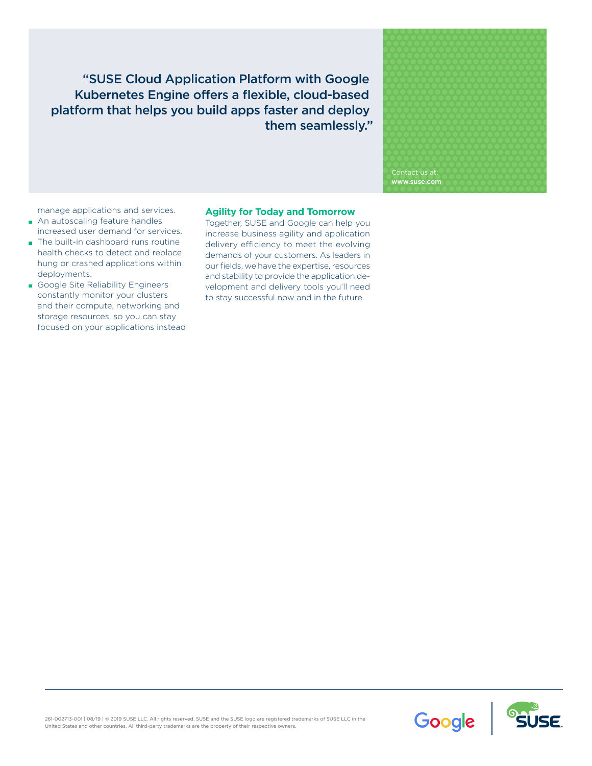> "SUSE Cloud Application Platform with Google Kubernetes Engine offers a flexible, cloud-based platform that helps you build apps faster and deploy them seamlessly."

Contact us at:
**www.suse.com**

manage applications and services.

- An autoscaling feature handles increased user demand for services.
- The built-in dashboard runs routine health checks to detect and replace hung or crashed applications within deployments.
- Google Site Reliability Engineers constantly monitor your clusters and their compute, networking and storage resources, so you can stay focused on your applications instead

## Agility for Today and Tomorrow

Together, SUSE and Google can help you increase business agility and application delivery efficiency to meet the evolving demands of your customers. As leaders in our fields, we have the expertise, resources and stability to provide the application development and delivery tools you'll need to stay successful now and in the future.

261-002713-001 | 08/19 | © 2019 SUSE LLC. All rights reserved. SUSE and the SUSE logo are registered trademarks of SUSE LLC in the United States and other countries. All third-party trademarks are the property of their respective owners.